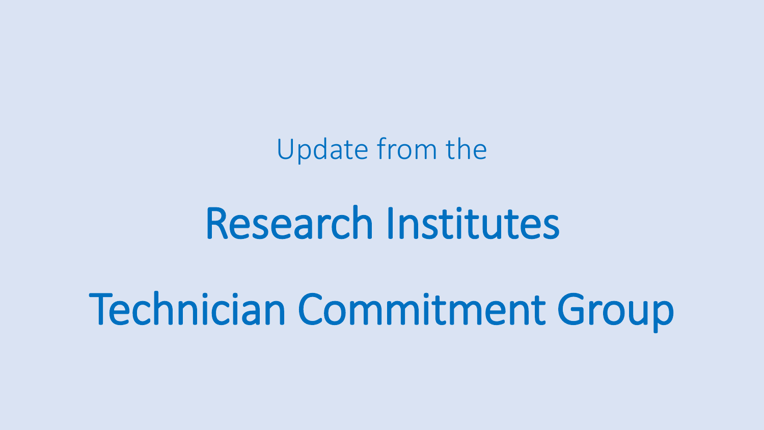Update from the

# Research Institutes

# Technician Commitment Group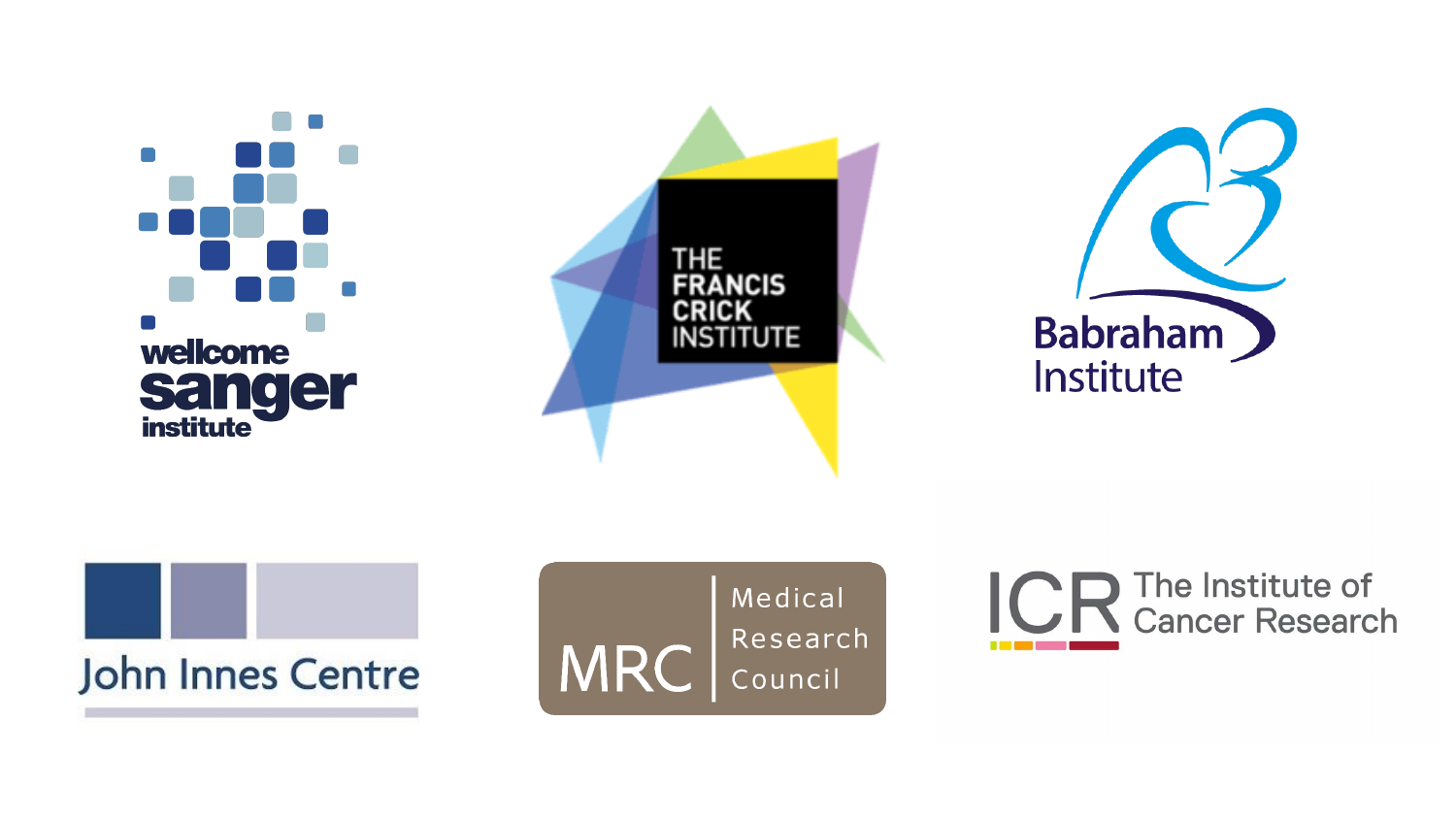wellcome sanger institute

THE FRANCIS CRICK INSTITUTE

Babraham Institute

John Innes Centre

MRC Medical Research Council

ICR The Institute of Cancer Research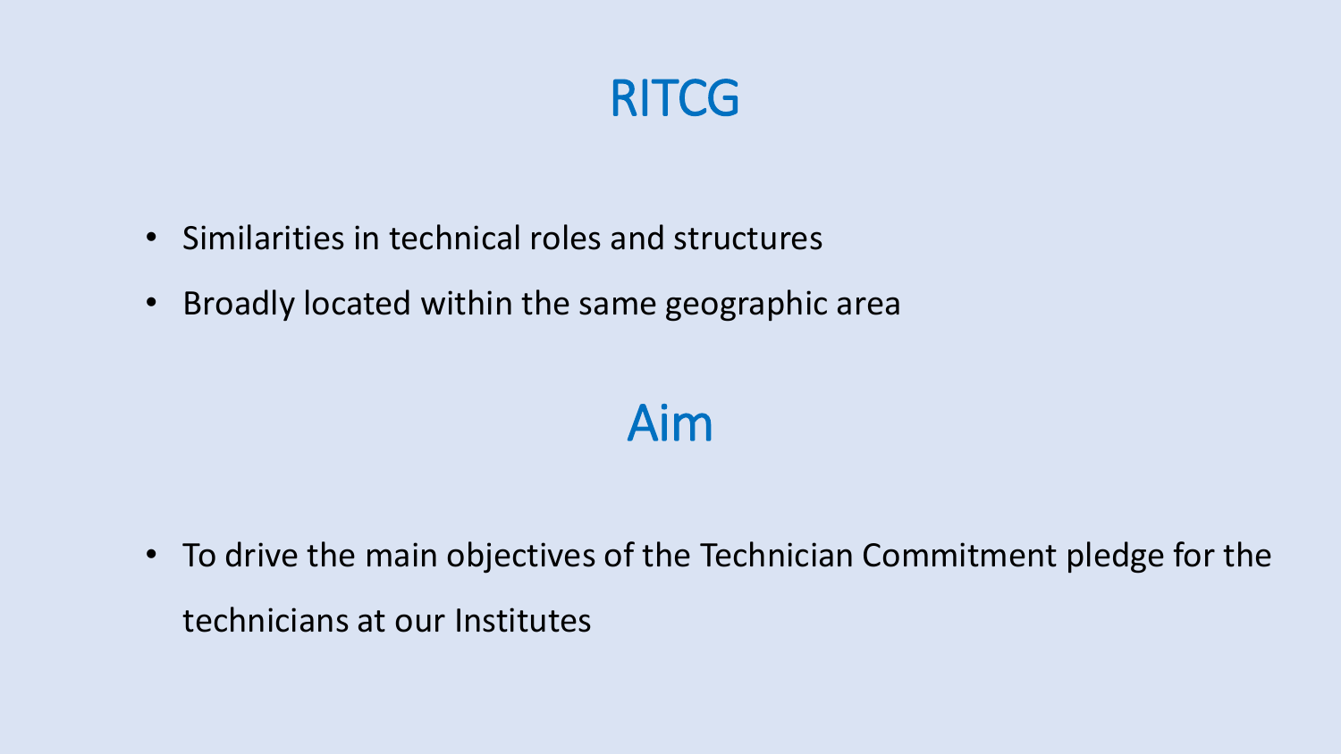# RITCG

- Similarities in technical roles and structures
- Broadly located within the same geographic area

# Aim

- To drive the main objectives of the Technician Commitment pledge for the technicians at our Institutes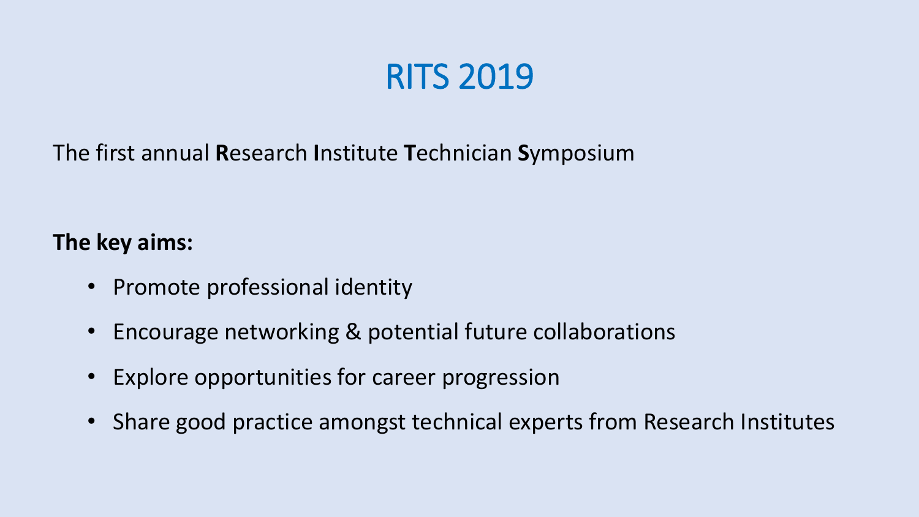# RITS 2019

The first annual **R**esearch **I**nstitute **T**echnician **S**ymposium

**The key aims:**

- Promote professional identity
- Encourage networking & potential future collaborations
- Explore opportunities for career progression
- Share good practice amongst technical experts from Research Institutes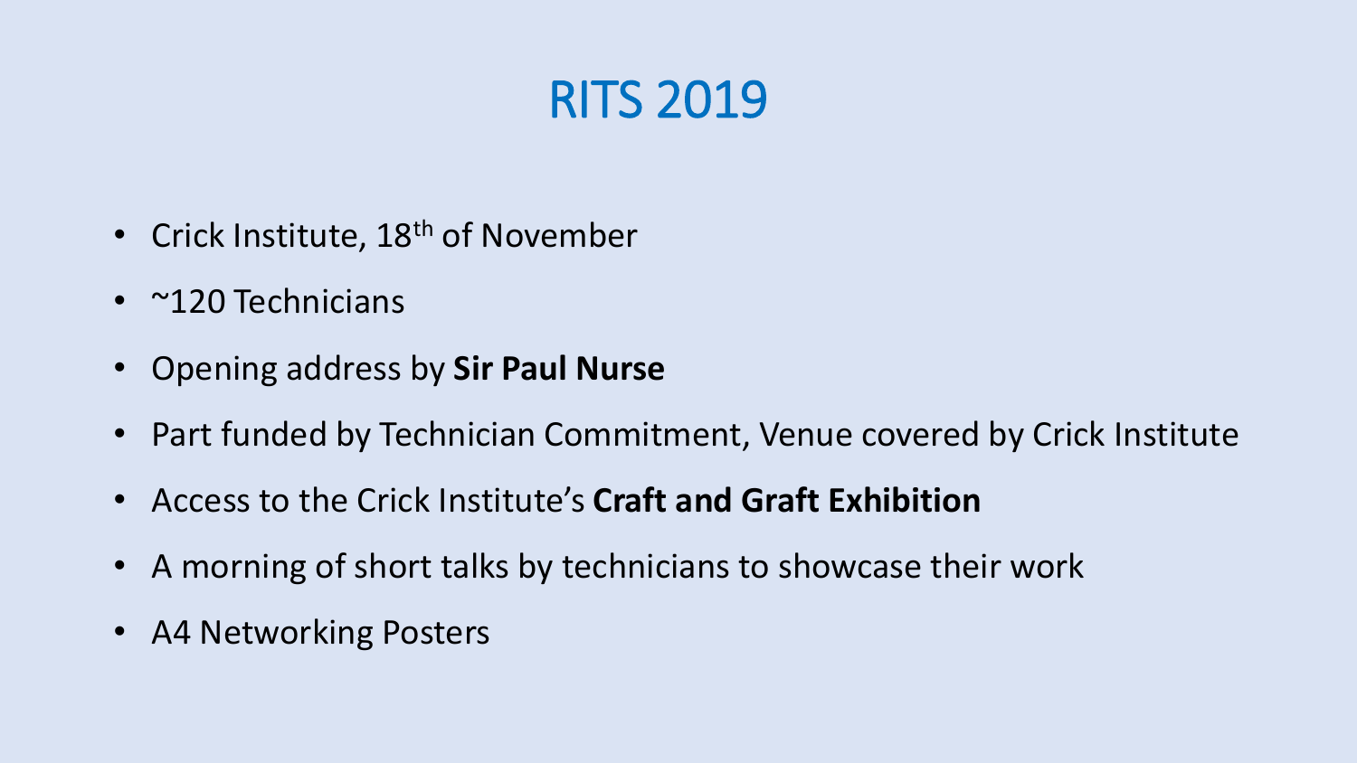# RITS 2019

- Crick Institute, 18th of November
- ~120 Technicians
- Opening address by **Sir Paul Nurse**
- Part funded by Technician Commitment, Venue covered by Crick Institute
- Access to the Crick Institute's **Craft and Graft Exhibition**
- A morning of short talks by technicians to showcase their work
- A4 Networking Posters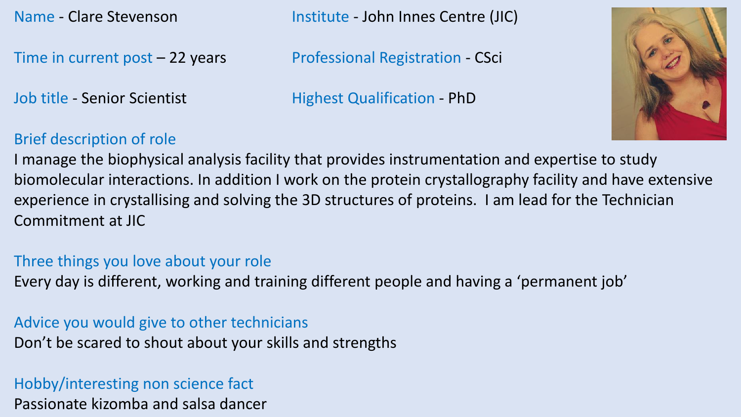Name - Clare Stevenson

Time in current post – 22 years

Job title - Senior Scientist

Institute - John Innes Centre (JIC)

Professional Registration - CSci

Highest Qualification - PhD

Brief description of role

I manage the biophysical analysis facility that provides instrumentation and expertise to study biomolecular interactions. In addition I work on the protein crystallography facility and have extensive experience in crystallising and solving the 3D structures of proteins. I am lead for the Technician Commitment at JIC

Three things you love about your role

Every day is different, working and training different people and having a 'permanent job'

Advice you would give to other technicians

Don't be scared to shout about your skills and strengths

Hobby/interesting non science fact

Passionate kizomba and salsa dancer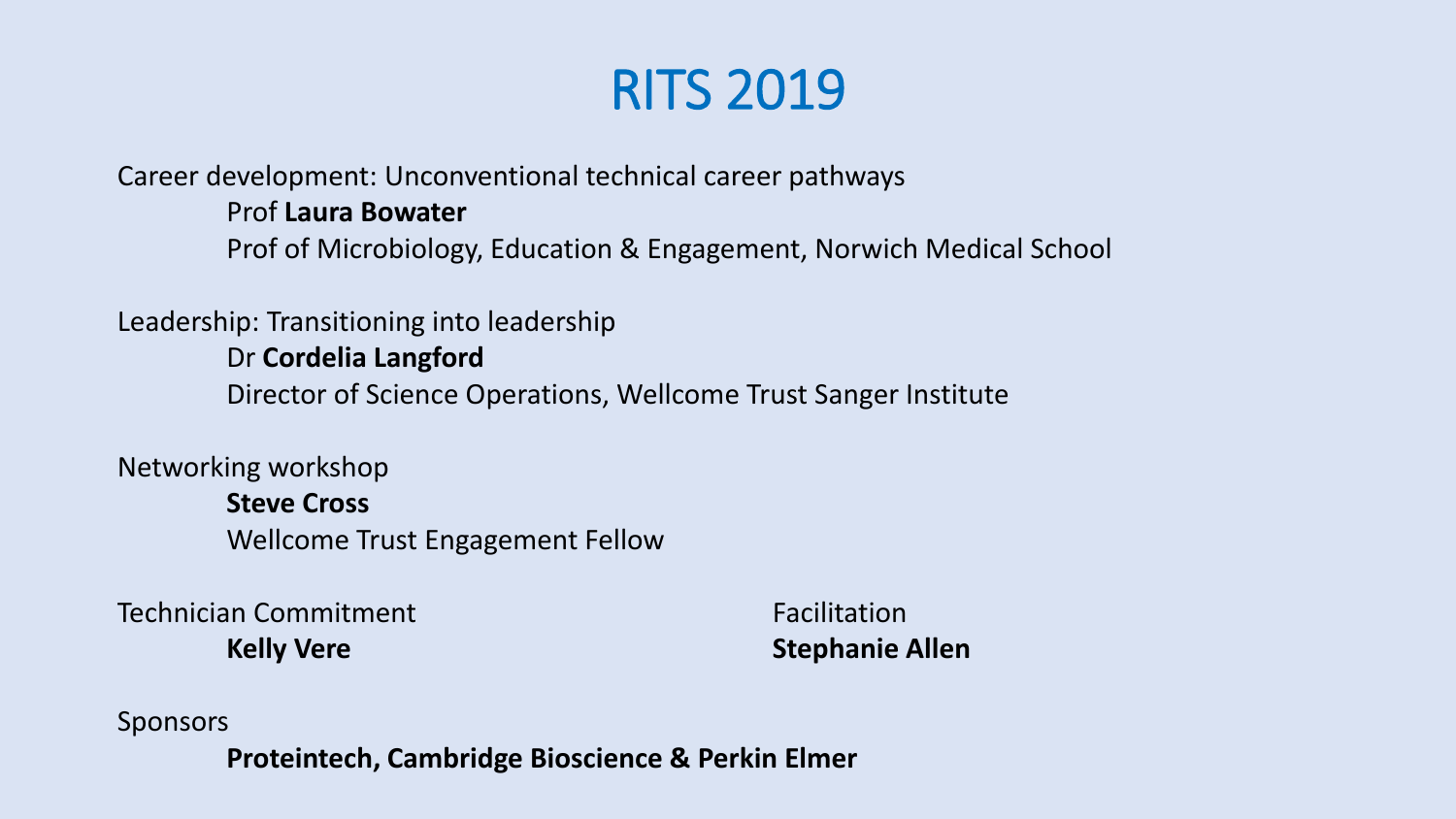# RITS 2019

Career development: Unconventional technical career pathways

Prof **Laura Bowater**

Prof of Microbiology, Education & Engagement, Norwich Medical School

Leadership: Transitioning into leadership

Dr **Cordelia Langford**

Director of Science Operations, Wellcome Trust Sanger Institute

Networking workshop

**Steve Cross**

Wellcome Trust Engagement Fellow

Technician Commitment

**Kelly Vere**

Facilitation

**Stephanie Allen**

Sponsors

**Proteintech, Cambridge Bioscience & Perkin Elmer**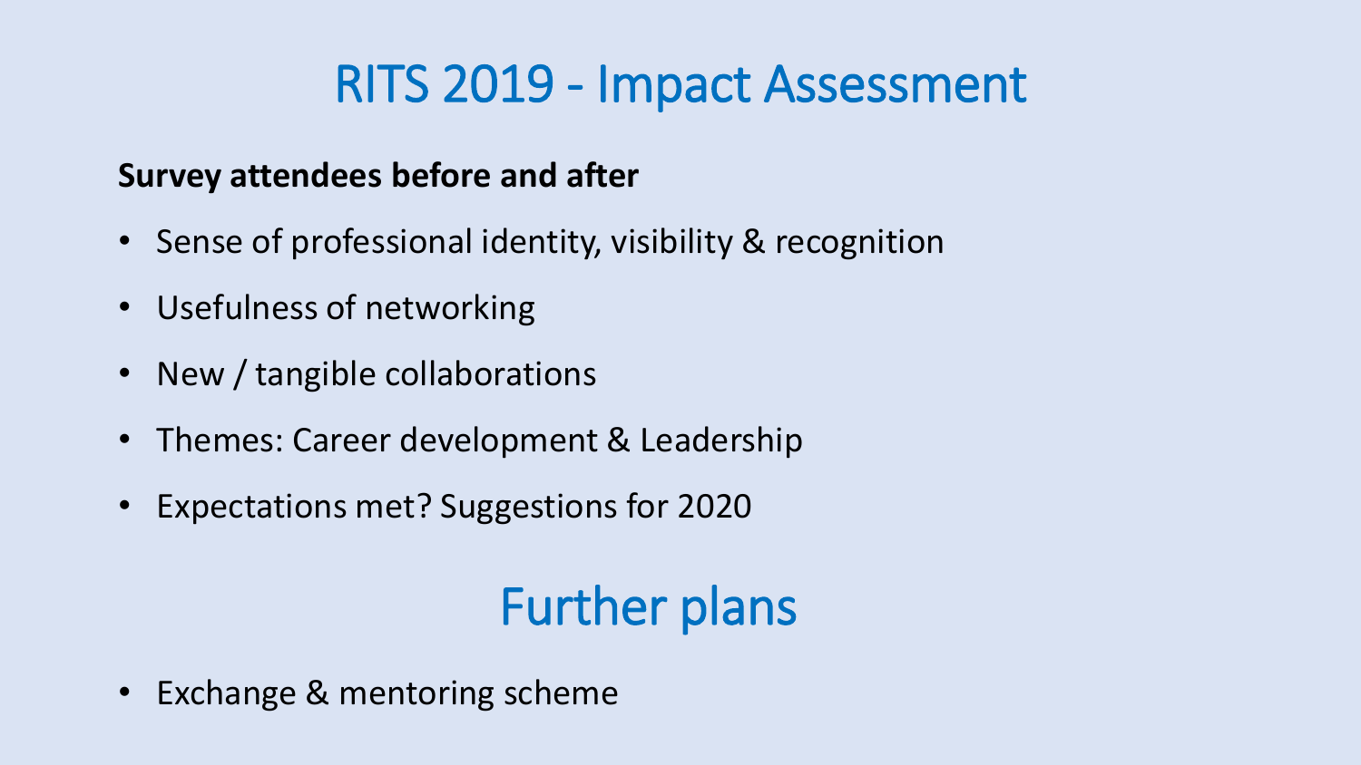# RITS 2019 - Impact Assessment

**Survey attendees before and after**

- Sense of professional identity, visibility & recognition
- Usefulness of networking
- New / tangible collaborations
- Themes: Career development & Leadership
- Expectations met? Suggestions for 2020

# Further plans

- Exchange & mentoring scheme